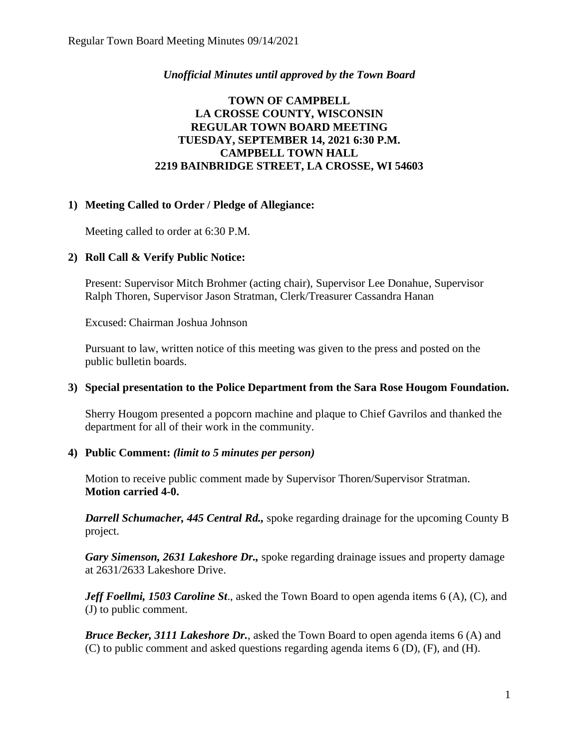*Unofficial Minutes until approved by the Town Board*

**TOWN OF CAMPBELL**
**LA CROSSE COUNTY, WISCONSIN**
**REGULAR TOWN BOARD MEETING**
**TUESDAY, SEPTEMBER 14, 2021 6:30 P.M.**
**CAMPBELL TOWN HALL**
**2219 BAINBRIDGE STREET, LA CROSSE, WI 54603**

**1) Meeting Called to Order / Pledge of Allegiance:**

Meeting called to order at 6:30 P.M.

**2) Roll Call & Verify Public Notice:**

Present: Supervisor Mitch Brohmer (acting chair), Supervisor Lee Donahue, Supervisor Ralph Thoren, Supervisor Jason Stratman, Clerk/Treasurer Cassandra Hanan

Excused: Chairman Joshua Johnson

Pursuant to law, written notice of this meeting was given to the press and posted on the public bulletin boards.

**3) Special presentation to the Police Department from the Sara Rose Hougom Foundation.**

Sherry Hougom presented a popcorn machine and plaque to Chief Gavrilos and thanked the department for all of their work in the community.

**4) Public Comment:** ***(limit to 5 minutes per person)***

Motion to receive public comment made by Supervisor Thoren/Supervisor Stratman.
**Motion carried 4-0.**

***Darrell Schumacher, 445 Central Rd.,*** spoke regarding drainage for the upcoming County B project.

***Gary Simenson, 2631 Lakeshore Dr.,*** spoke regarding drainage issues and property damage at 2631/2633 Lakeshore Drive.

***Jeff Foellmi, 1503 Caroline St***., asked the Town Board to open agenda items 6 (A), (C), and (J) to public comment.

***Bruce Becker, 3111 Lakeshore Dr.***, asked the Town Board to open agenda items 6 (A) and (C) to public comment and asked questions regarding agenda items 6 (D), (F), and (H).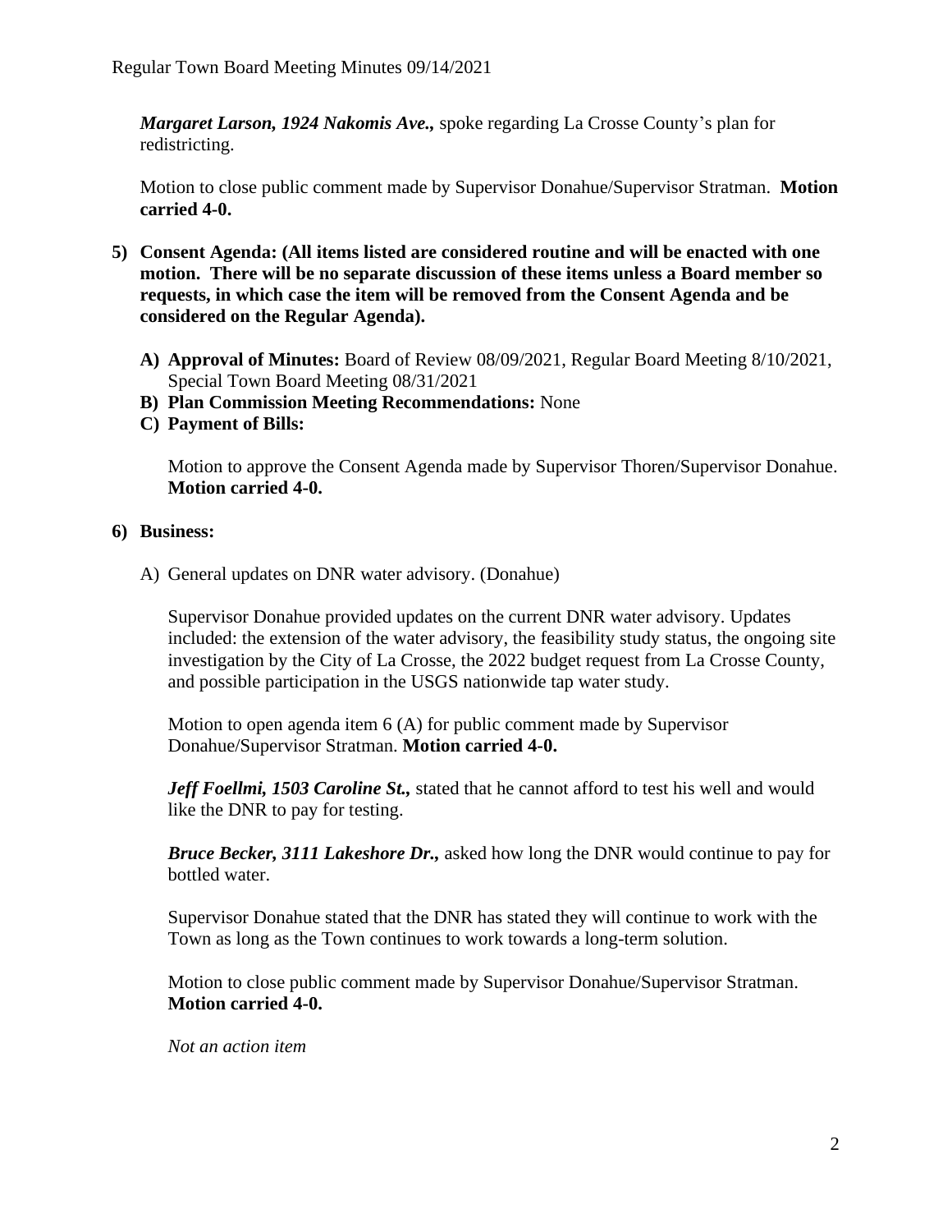***Margaret Larson, 1924 Nakomis Ave.,*** spoke regarding La Crosse County's plan for redistricting.

Motion to close public comment made by Supervisor Donahue/Supervisor Stratman. **Motion carried 4-0.**

**5) Consent Agenda: (All items listed are considered routine and will be enacted with one motion. There will be no separate discussion of these items unless a Board member so requests, in which case the item will be removed from the Consent Agenda and be considered on the Regular Agenda).**

- **A) Approval of Minutes:** Board of Review 08/09/2021, Regular Board Meeting 8/10/2021, Special Town Board Meeting 08/31/2021
- **B) Plan Commission Meeting Recommendations:** None
- **C) Payment of Bills:**

Motion to approve the Consent Agenda made by Supervisor Thoren/Supervisor Donahue. **Motion carried 4-0.**

**6) Business:**

A) General updates on DNR water advisory. (Donahue)

Supervisor Donahue provided updates on the current DNR water advisory. Updates included: the extension of the water advisory, the feasibility study status, the ongoing site investigation by the City of La Crosse, the 2022 budget request from La Crosse County, and possible participation in the USGS nationwide tap water study.

Motion to open agenda item 6 (A) for public comment made by Supervisor Donahue/Supervisor Stratman. **Motion carried 4-0.**

***Jeff Foellmi, 1503 Caroline St.,*** stated that he cannot afford to test his well and would like the DNR to pay for testing.

***Bruce Becker, 3111 Lakeshore Dr.,*** asked how long the DNR would continue to pay for bottled water.

Supervisor Donahue stated that the DNR has stated they will continue to work with the Town as long as the Town continues to work towards a long-term solution.

Motion to close public comment made by Supervisor Donahue/Supervisor Stratman. **Motion carried 4-0.**

*Not an action item*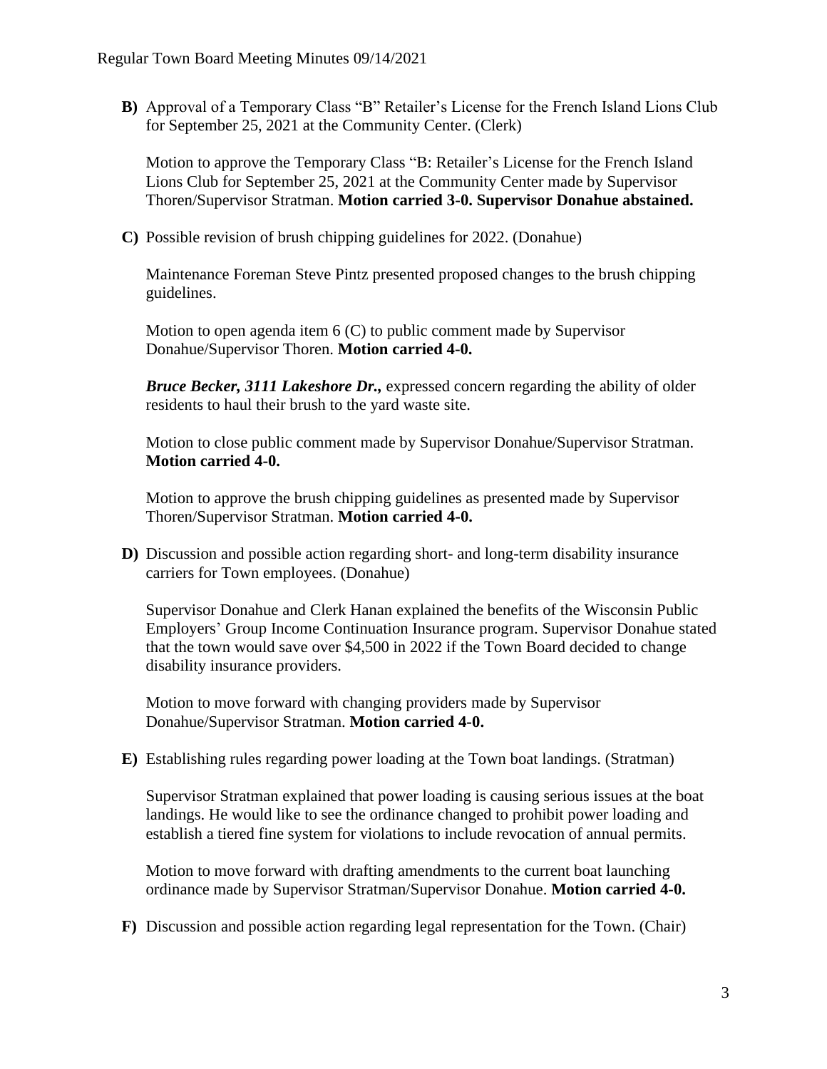**B)** Approval of a Temporary Class "B" Retailer's License for the French Island Lions Club for September 25, 2021 at the Community Center. (Clerk)

Motion to approve the Temporary Class "B: Retailer's License for the French Island Lions Club for September 25, 2021 at the Community Center made by Supervisor Thoren/Supervisor Stratman. **Motion carried 3-0. Supervisor Donahue abstained.**

**C)** Possible revision of brush chipping guidelines for 2022. (Donahue)

Maintenance Foreman Steve Pintz presented proposed changes to the brush chipping guidelines.

Motion to open agenda item 6 (C) to public comment made by Supervisor Donahue/Supervisor Thoren. **Motion carried 4-0.**

***Bruce Becker, 3111 Lakeshore Dr.,*** expressed concern regarding the ability of older residents to haul their brush to the yard waste site.

Motion to close public comment made by Supervisor Donahue/Supervisor Stratman. **Motion carried 4-0.**

Motion to approve the brush chipping guidelines as presented made by Supervisor Thoren/Supervisor Stratman. **Motion carried 4-0.**

**D)** Discussion and possible action regarding short- and long-term disability insurance carriers for Town employees. (Donahue)

Supervisor Donahue and Clerk Hanan explained the benefits of the Wisconsin Public Employers' Group Income Continuation Insurance program. Supervisor Donahue stated that the town would save over $4,500 in 2022 if the Town Board decided to change disability insurance providers.

Motion to move forward with changing providers made by Supervisor Donahue/Supervisor Stratman. **Motion carried 4-0.**

**E)** Establishing rules regarding power loading at the Town boat landings. (Stratman)

Supervisor Stratman explained that power loading is causing serious issues at the boat landings. He would like to see the ordinance changed to prohibit power loading and establish a tiered fine system for violations to include revocation of annual permits.

Motion to move forward with drafting amendments to the current boat launching ordinance made by Supervisor Stratman/Supervisor Donahue. **Motion carried 4-0.**

**F)** Discussion and possible action regarding legal representation for the Town. (Chair)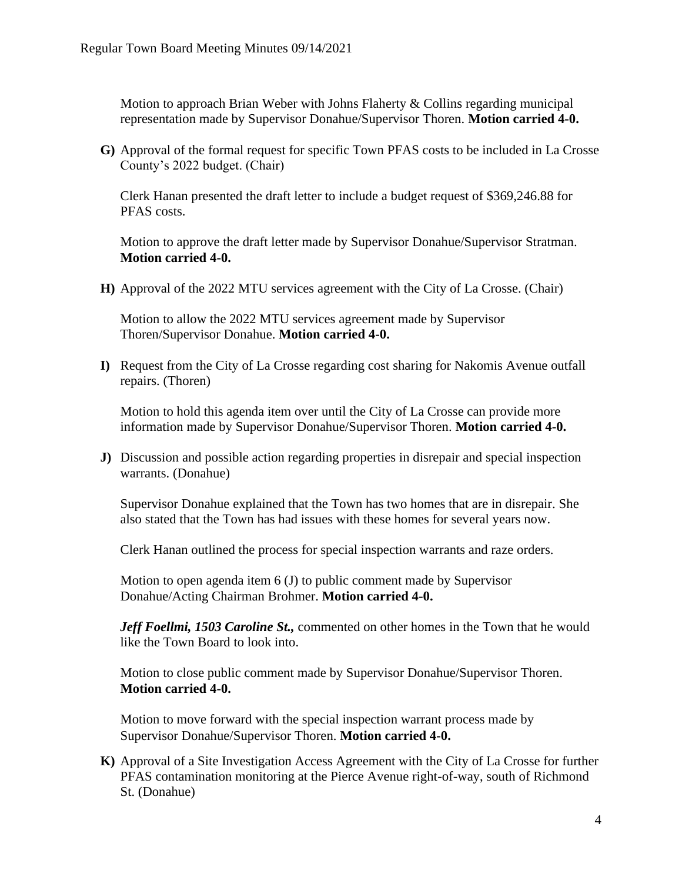Motion to approach Brian Weber with Johns Flaherty & Collins regarding municipal representation made by Supervisor Donahue/Supervisor Thoren. **Motion carried 4-0.**

**G)** Approval of the formal request for specific Town PFAS costs to be included in La Crosse County's 2022 budget. (Chair)

Clerk Hanan presented the draft letter to include a budget request of $369,246.88 for PFAS costs.

Motion to approve the draft letter made by Supervisor Donahue/Supervisor Stratman. **Motion carried 4-0.**

**H)** Approval of the 2022 MTU services agreement with the City of La Crosse. (Chair)

Motion to allow the 2022 MTU services agreement made by Supervisor Thoren/Supervisor Donahue. **Motion carried 4-0.**

**I)** Request from the City of La Crosse regarding cost sharing for Nakomis Avenue outfall repairs. (Thoren)

Motion to hold this agenda item over until the City of La Crosse can provide more information made by Supervisor Donahue/Supervisor Thoren. **Motion carried 4-0.**

**J)** Discussion and possible action regarding properties in disrepair and special inspection warrants. (Donahue)

Supervisor Donahue explained that the Town has two homes that are in disrepair. She also stated that the Town has had issues with these homes for several years now.

Clerk Hanan outlined the process for special inspection warrants and raze orders.

Motion to open agenda item 6 (J) to public comment made by Supervisor Donahue/Acting Chairman Brohmer. **Motion carried 4-0.**

***Jeff Foellmi, 1503 Caroline St.,*** commented on other homes in the Town that he would like the Town Board to look into.

Motion to close public comment made by Supervisor Donahue/Supervisor Thoren. **Motion carried 4-0.**

Motion to move forward with the special inspection warrant process made by Supervisor Donahue/Supervisor Thoren. **Motion carried 4-0.**

**K)** Approval of a Site Investigation Access Agreement with the City of La Crosse for further PFAS contamination monitoring at the Pierce Avenue right-of-way, south of Richmond St. (Donahue)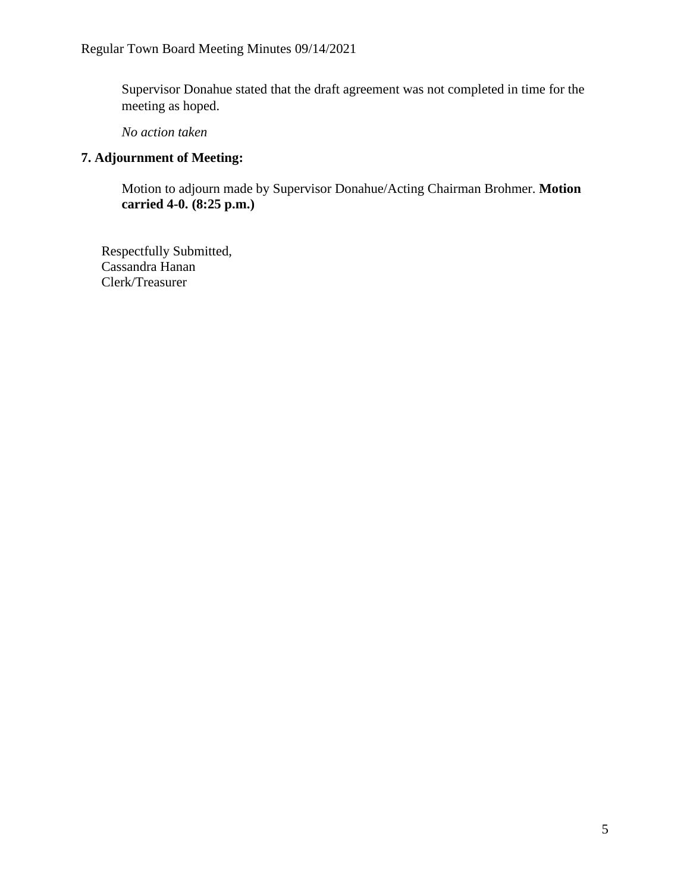Supervisor Donahue stated that the draft agreement was not completed in time for the meeting as hoped.

*No action taken*

### 7. Adjournment of Meeting:

Motion to adjourn made by Supervisor Donahue/Acting Chairman Brohmer. **Motion carried 4-0. (8:25 p.m.)**

Respectfully Submitted,
Cassandra Hanan
Clerk/Treasurer